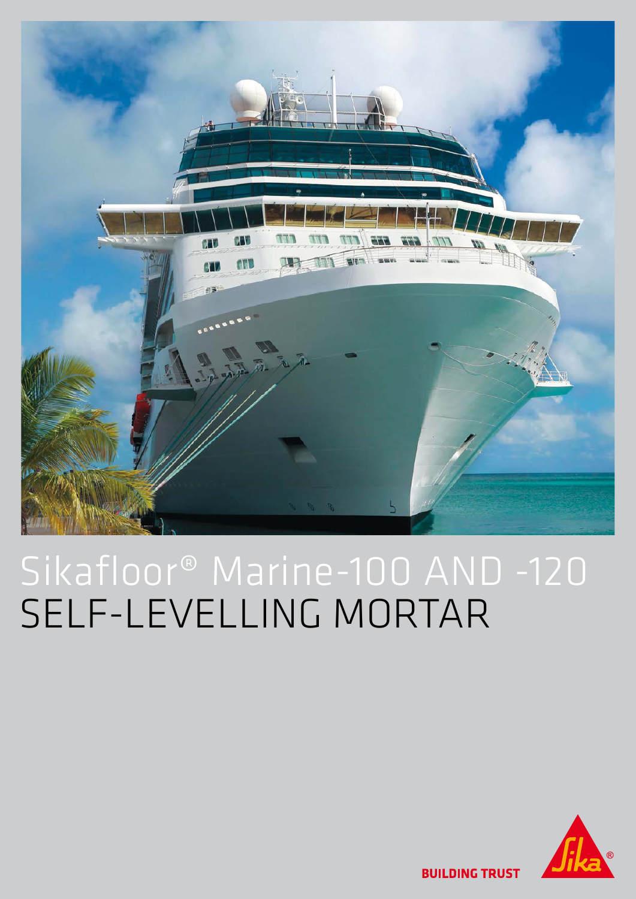# Sikafloor® Marine-100 AND -120
# SELF-LEVELLING MORTAR

BUILDING TRUST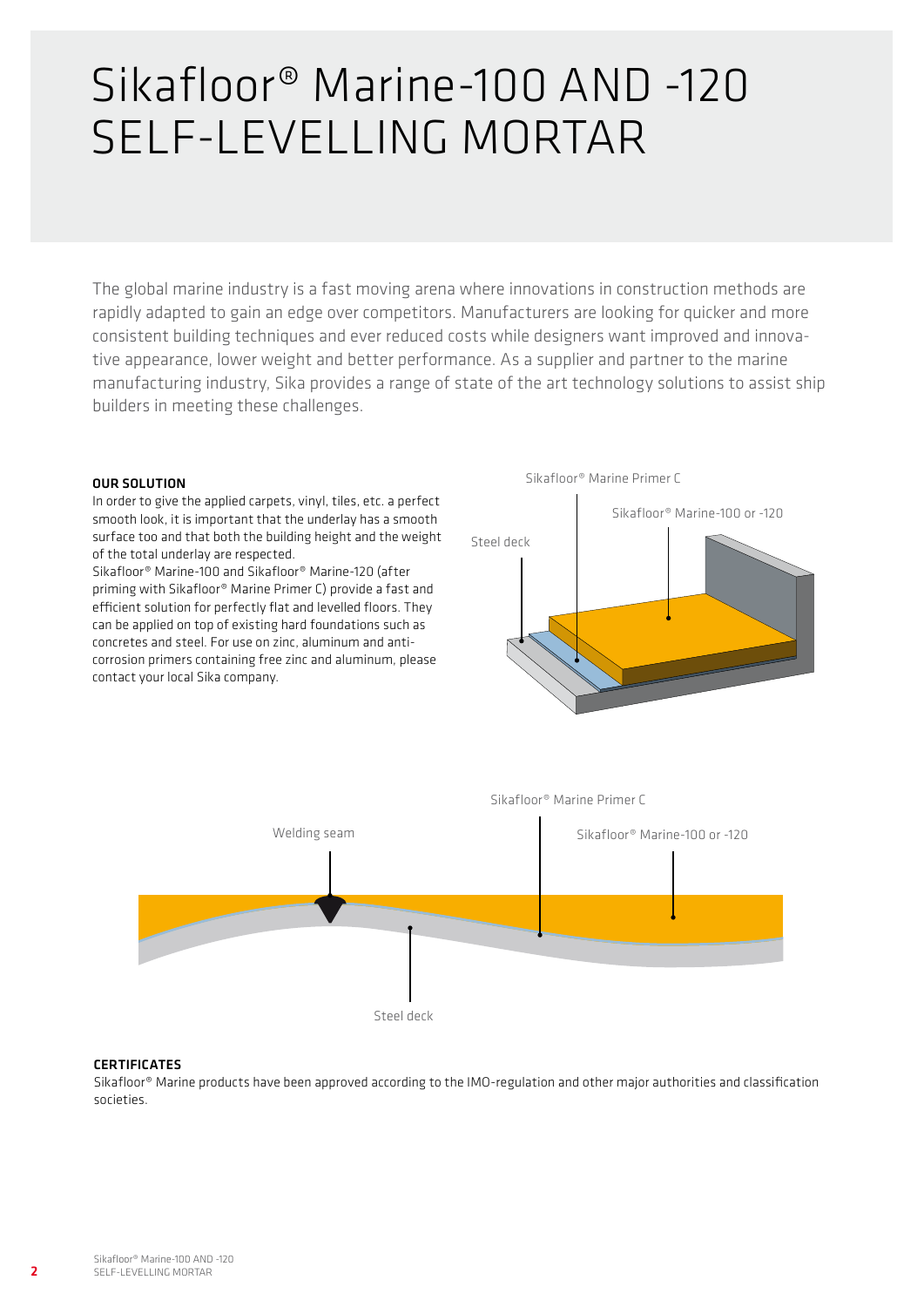# Sikafloor® Marine-100 AND -120 SELF-LEVELLING MORTAR

The global marine industry is a fast moving arena where innovations in construction methods are rapidly adapted to gain an edge over competitors. Manufacturers are looking for quicker and more consistent building techniques and ever reduced costs while designers want improved and innovative appearance, lower weight and better performance. As a supplier and partner to the marine manufacturing industry, Sika provides a range of state of the art technology solutions to assist ship builders in meeting these challenges.

**OUR SOLUTION**

In order to give the applied carpets, vinyl, tiles, etc. a perfect smooth look, it is important that the underlay has a smooth surface too and that both the building height and the weight of the total underlay are respected.
Sikafloor® Marine-100 and Sikafloor® Marine-120 (after priming with Sikafloor® Marine Primer C) provide a fast and efficient solution for perfectly flat and levelled floors. They can be applied on top of existing hard foundations such as concretes and steel. For use on zinc, aluminum and anti-corrosion primers containing free zinc and aluminum, please contact your local Sika company.

Sikafloor® Marine Primer C
Sikafloor® Marine-100 or -120
Steel deck

Sikafloor® Marine Primer C
Welding seam
Sikafloor® Marine-100 or -120
Steel deck

**CERTIFICATES**

Sikafloor® Marine products have been approved according to the IMO-regulation and other major authorities and classification societies.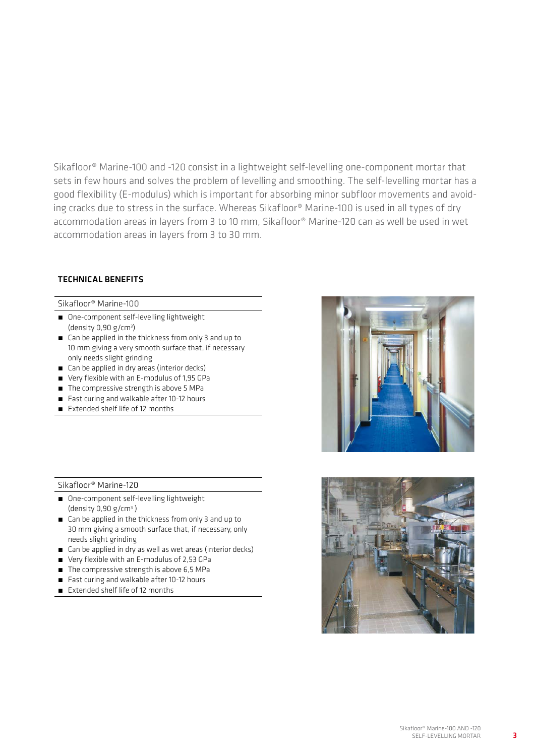Sikafloor® Marine-100 and -120 consist in a lightweight self-levelling one-component mortar that sets in few hours and solves the problem of levelling and smoothing. The self-levelling mortar has a good flexibility (E-modulus) which is important for absorbing minor subfloor movements and avoiding cracks due to stress in the surface. Whereas Sikafloor® Marine-100 is used in all types of dry accommodation areas in layers from 3 to 10 mm, Sikafloor® Marine-120 can as well be used in wet accommodation areas in layers from 3 to 30 mm.

## TECHNICAL BENEFITS

### Sikafloor® Marine-100

- One-component self-levelling lightweight (density 0,90 g/cm³)
- Can be applied in the thickness from only 3 and up to 10 mm giving a very smooth surface that, if necessary only needs slight grinding
- Can be applied in dry areas (interior decks)
- Very flexible with an E-modulus of 1,95 GPa
- The compressive strength is above 5 MPa
- Fast curing and walkable after 10-12 hours
- Extended shelf life of 12 months

### Sikafloor® Marine-120

- One-component self-levelling lightweight (density 0,90 g/cm³ )
- Can be applied in the thickness from only 3 and up to 30 mm giving a smooth surface that, if necessary, only needs slight grinding
- Can be applied in dry as well as wet areas (interior decks)
- Very flexible with an E-modulus of 2,53 GPa
- The compressive strength is above 6,5 MPa
- Fast curing and walkable after 10-12 hours
- Extended shelf life of 12 months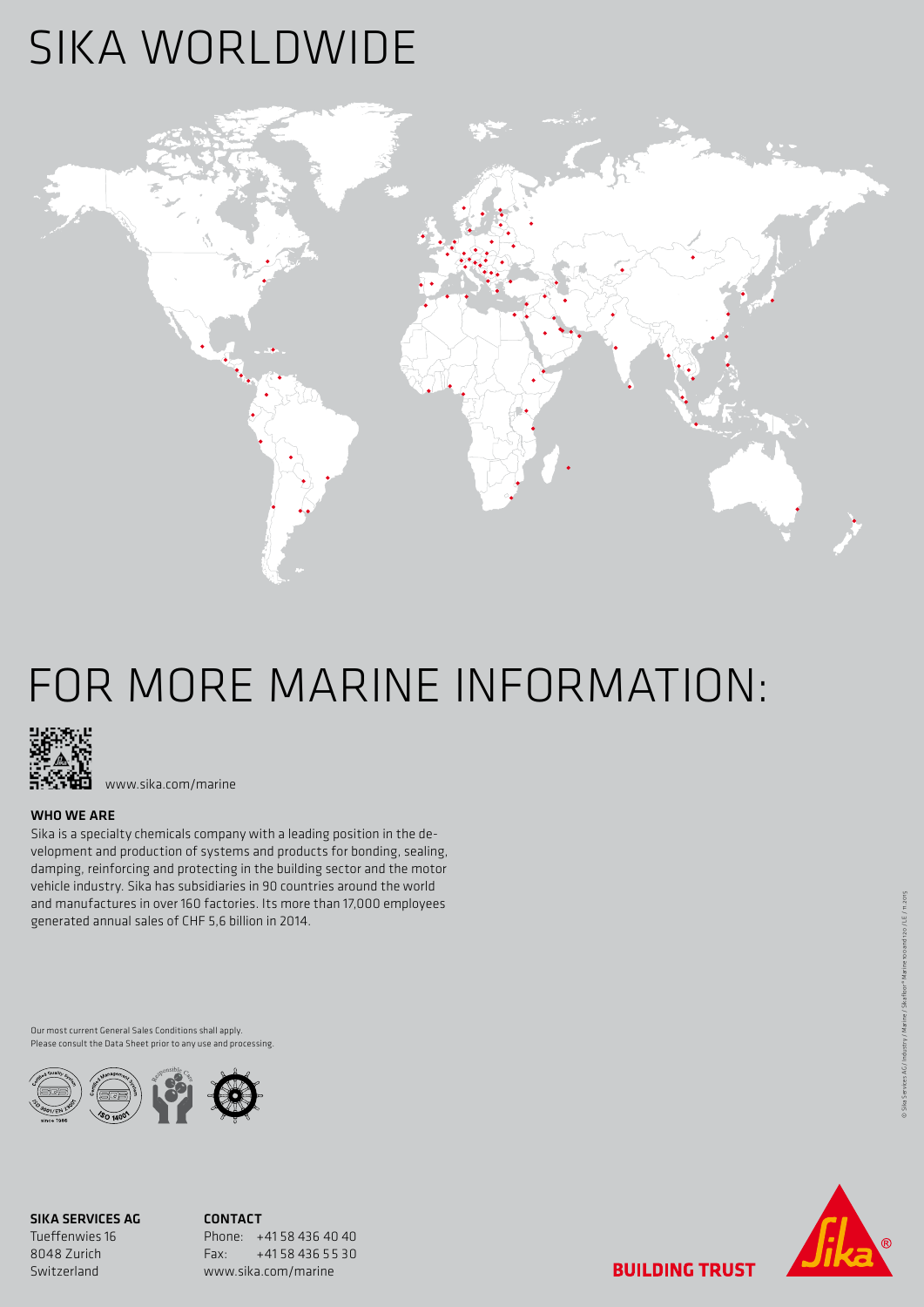# SIKA WORLDWIDE

# FOR MORE MARINE INFORMATION:

www.sika.com/marine

**WHO WE ARE**

Sika is a specialty chemicals company with a leading position in the development and production of systems and products for bonding, sealing, damping, reinforcing and protecting in the building sector and the motor vehicle industry. Sika has subsidiaries in 90 countries around the world and manufactures in over 160 factories. Its more than 17,000 employees generated annual sales of CHF 5,6 billion in 2014.

Our most current General Sales Conditions shall apply.
Please consult the Data Sheet prior to any use and processing.

**SIKA SERVICES AG**
Tueffenwies 16
8048 Zurich
Switzerland

**CONTACT**
Phone: +41 58 436 40 40
Fax: +41 58 436 55 30
www.sika.com/marine

**BUILDING TRUST**